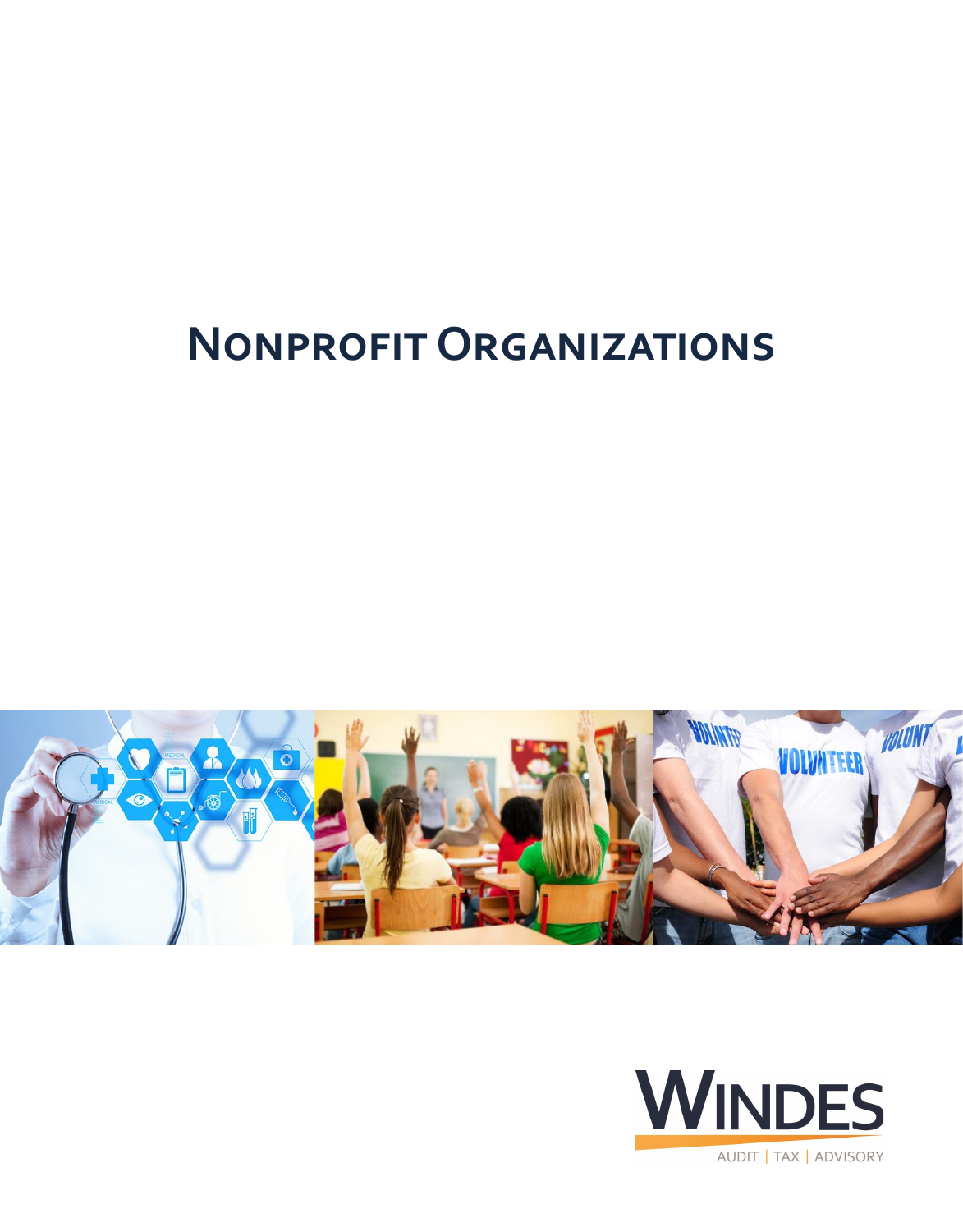# Nonprofit Organizations

WINDES

AUDIT | TAX | ADVISORY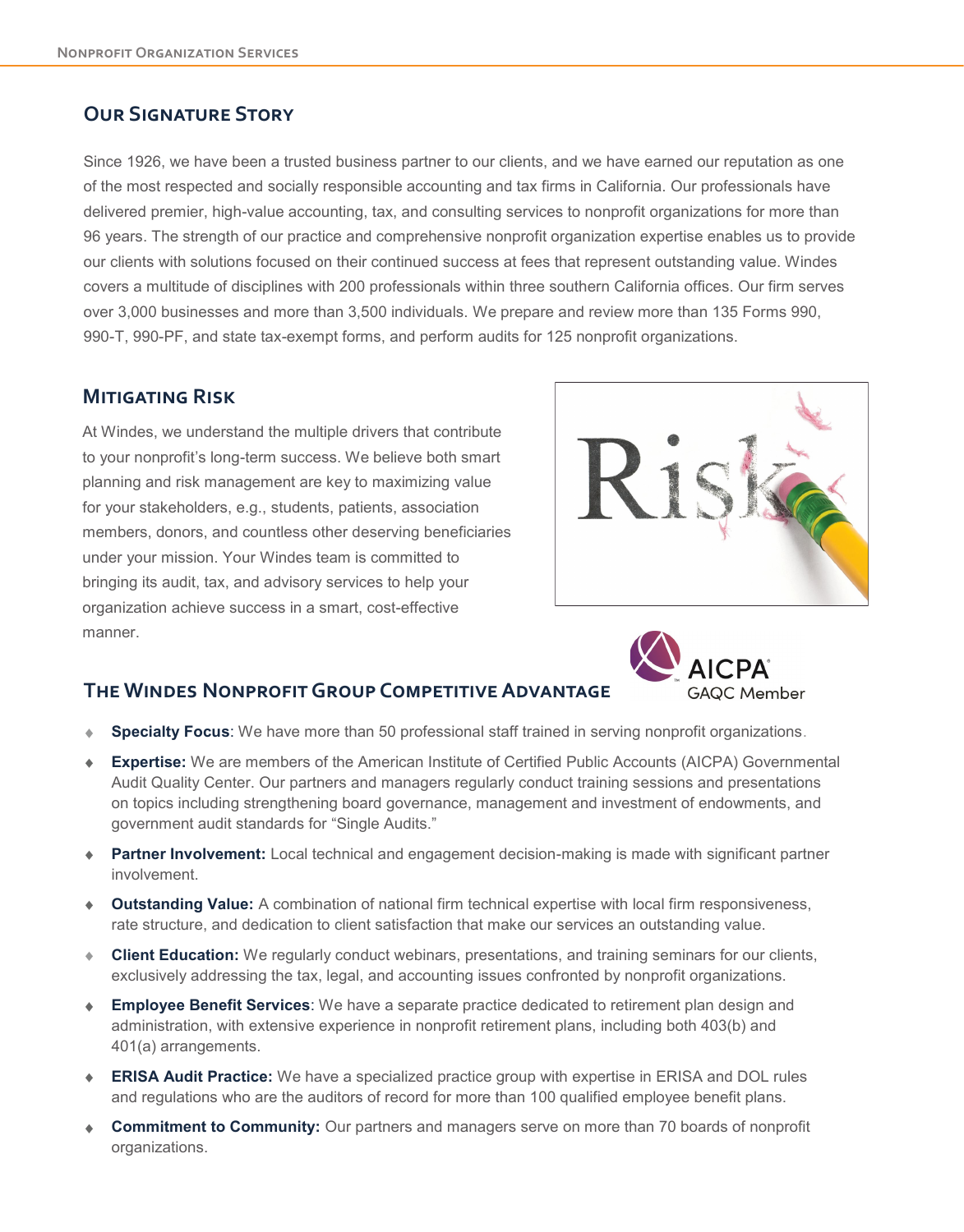## Our Signature Story

Since 1926, we have been a trusted business partner to our clients, and we have earned our reputation as one of the most respected and socially responsible accounting and tax firms in California. Our professionals have delivered premier, high-value accounting, tax, and consulting services to nonprofit organizations for more than 96 years. The strength of our practice and comprehensive nonprofit organization expertise enables us to provide our clients with solutions focused on their continued success at fees that represent outstanding value. Windes covers a multitude of disciplines with 200 professionals within three southern California offices. Our firm serves over 3,000 businesses and more than 3,500 individuals. We prepare and review more than 135 Forms 990, 990-T, 990-PF, and state tax-exempt forms, and perform audits for 125 nonprofit organizations.

## Mitigating Risk

At Windes, we understand the multiple drivers that contribute to your nonprofit's long-term success. We believe both smart planning and risk management are key to maximizing value for your stakeholders, e.g., students, patients, association members, donors, and countless other deserving beneficiaries under your mission. Your Windes team is committed to bringing its audit, tax, and advisory services to help your organization achieve success in a smart, cost-effective manner.

AICPA® GAQC Member

## The Windes Nonprofit Group Competitive Advantage

- **Specialty Focus**: We have more than 50 professional staff trained in serving nonprofit organizations.
- **Expertise:** We are members of the American Institute of Certified Public Accounts (AICPA) Governmental Audit Quality Center. Our partners and managers regularly conduct training sessions and presentations on topics including strengthening board governance, management and investment of endowments, and government audit standards for "Single Audits."
- **Partner Involvement:** Local technical and engagement decision-making is made with significant partner involvement.
- **Outstanding Value:** A combination of national firm technical expertise with local firm responsiveness, rate structure, and dedication to client satisfaction that make our services an outstanding value.
- **Client Education:** We regularly conduct webinars, presentations, and training seminars for our clients, exclusively addressing the tax, legal, and accounting issues confronted by nonprofit organizations.
- **Employee Benefit Services**: We have a separate practice dedicated to retirement plan design and administration, with extensive experience in nonprofit retirement plans, including both 403(b) and 401(a) arrangements.
- **ERISA Audit Practice:** We have a specialized practice group with expertise in ERISA and DOL rules and regulations who are the auditors of record for more than 100 qualified employee benefit plans.
- **Commitment to Community:** Our partners and managers serve on more than 70 boards of nonprofit organizations.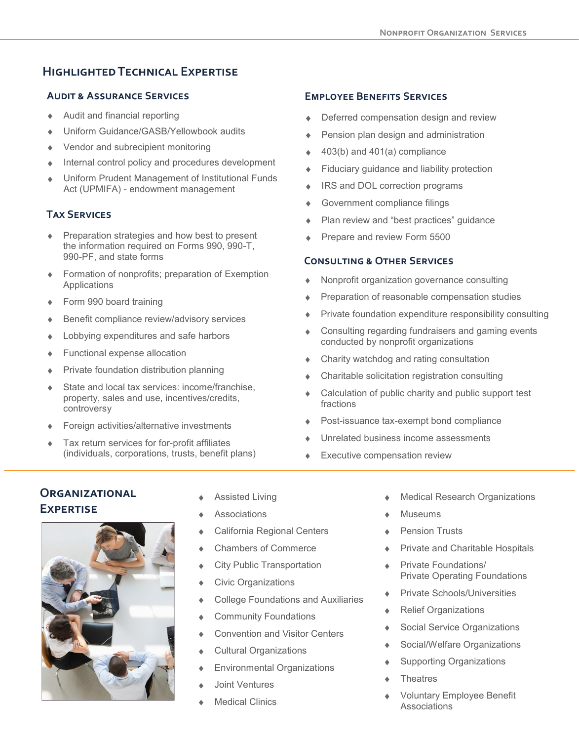# Highlighted Technical Expertise

## Audit & Assurance Services

- Audit and financial reporting
- Uniform Guidance/GASB/Yellowbook audits
- Vendor and subrecipient monitoring
- Internal control policy and procedures development
- Uniform Prudent Management of Institutional Funds Act (UPMIFA) - endowment management

## Tax Services

- Preparation strategies and how best to present the information required on Forms 990, 990-T, 990-PF, and state forms
- Formation of nonprofits; preparation of Exemption Applications
- Form 990 board training
- Benefit compliance review/advisory services
- Lobbying expenditures and safe harbors
- Functional expense allocation
- Private foundation distribution planning
- State and local tax services: income/franchise, property, sales and use, incentives/credits, controversy
- Foreign activities/alternative investments
- Tax return services for for-profit affiliates (individuals, corporations, trusts, benefit plans)

## Employee Benefits Services

- Deferred compensation design and review
- Pension plan design and administration
- 403(b) and 401(a) compliance
- Fiduciary guidance and liability protection
- IRS and DOL correction programs
- Government compliance filings
- Plan review and “best practices” guidance
- Prepare and review Form 5500

## Consulting & Other Services

- Nonprofit organization governance consulting
- Preparation of reasonable compensation studies
- Private foundation expenditure responsibility consulting
- Consulting regarding fundraisers and gaming events conducted by nonprofit organizations
- Charity watchdog and rating consultation
- Charitable solicitation registration consulting
- Calculation of public charity and public support test fractions
- Post-issuance tax-exempt bond compliance
- Unrelated business income assessments
- Executive compensation review

# Organizational Expertise

- Assisted Living
- Associations
- California Regional Centers
- Chambers of Commerce
- City Public Transportation
- Civic Organizations
- College Foundations and Auxiliaries
- Community Foundations
- Convention and Visitor Centers
- Cultural Organizations
- Environmental Organizations
- Joint Ventures
- Medical Clinics
- Medical Research Organizations
- Museums
- Pension Trusts
- Private and Charitable Hospitals
- Private Foundations/ Private Operating Foundations
- Private Schools/Universities
- Relief Organizations
- Social Service Organizations
- Social/Welfare Organizations
- Supporting Organizations
- Theatres
- Voluntary Employee Benefit Associations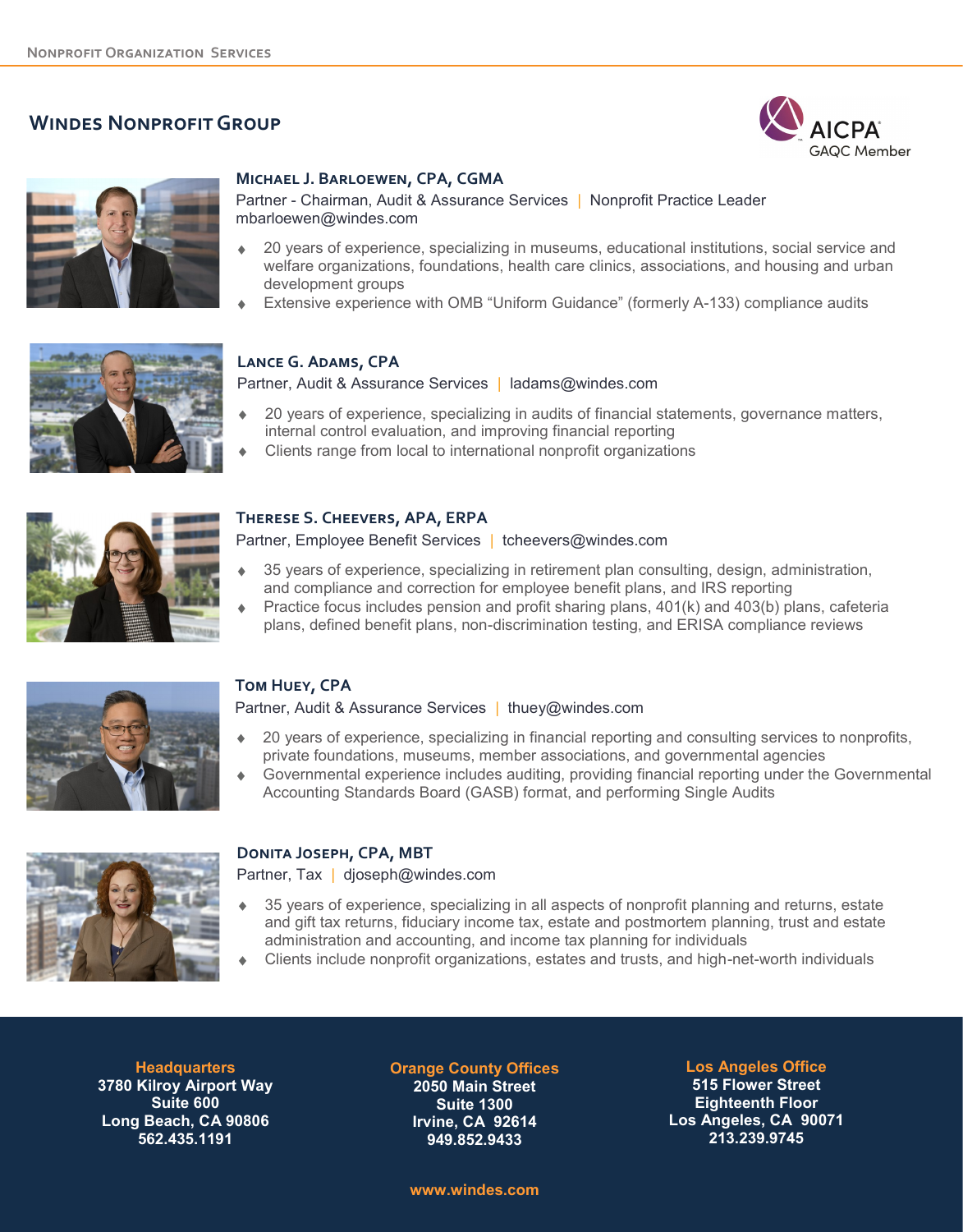## Windes Nonprofit Group

AICPA GAQC Member

### Michael J. Barloewen, CPA, CGMA

Partner - Chairman, Audit & Assurance Services | Nonprofit Practice Leader
mbarloewen@windes.com

- 20 years of experience, specializing in museums, educational institutions, social service and welfare organizations, foundations, health care clinics, associations, and housing and urban development groups
- Extensive experience with OMB “Uniform Guidance” (formerly A-133) compliance audits

### Lance G. Adams, CPA

Partner, Audit & Assurance Services | ladams@windes.com

- 20 years of experience, specializing in audits of financial statements, governance matters, internal control evaluation, and improving financial reporting
- Clients range from local to international nonprofit organizations

### Therese S. Cheevers, APA, ERPA

Partner, Employee Benefit Services | tcheevers@windes.com

- 35 years of experience, specializing in retirement plan consulting, design, administration, and compliance and correction for employee benefit plans, and IRS reporting
- Practice focus includes pension and profit sharing plans, 401(k) and 403(b) plans, cafeteria plans, defined benefit plans, non-discrimination testing, and ERISA compliance reviews

### Tom Huey, CPA

Partner, Audit & Assurance Services | thuey@windes.com

- 20 years of experience, specializing in financial reporting and consulting services to nonprofits, private foundations, museums, member associations, and governmental agencies
- Governmental experience includes auditing, providing financial reporting under the Governmental Accounting Standards Board (GASB) format, and performing Single Audits

### Donita Joseph, CPA, MBT

Partner, Tax | djoseph@windes.com

- 35 years of experience, specializing in all aspects of nonprofit planning and returns, estate and gift tax returns, fiduciary income tax, estate and postmortem planning, trust and estate administration and accounting, and income tax planning for individuals
- Clients include nonprofit organizations, estates and trusts, and high-net-worth individuals

**Headquarters**
**3780 Kilroy Airport Way**
**Suite 600**
**Long Beach, CA 90806**
**562.435.1191**

**Orange County Offices**
**2050 Main Street**
**Suite 1300**
**Irvine, CA 92614**
**949.852.9433**

**Los Angeles Office**
**515 Flower Street**
**Eighteenth Floor**
**Los Angeles, CA 90071**
**213.239.9745**

**www.windes.com**